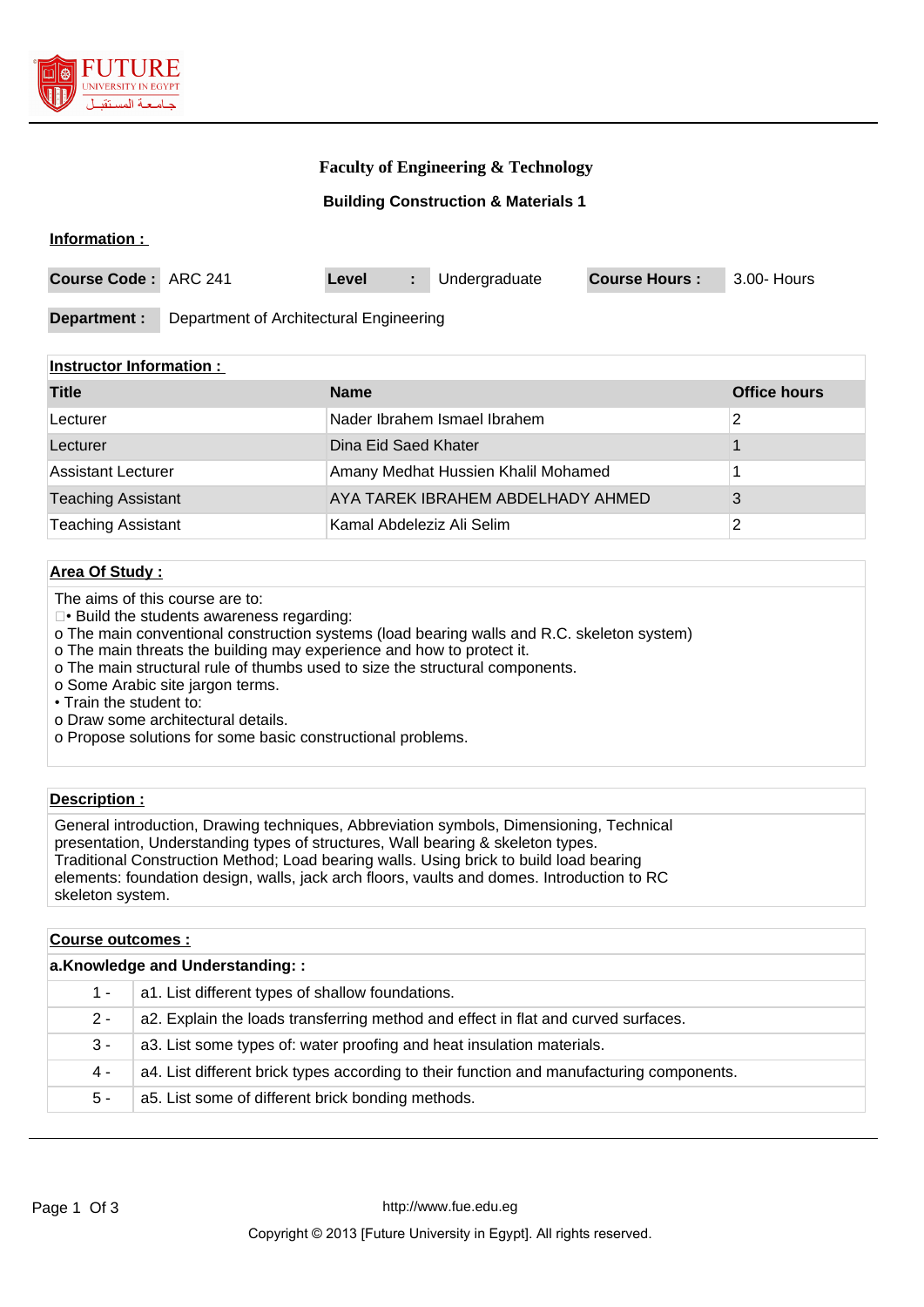# Faculty of Engineering & Technology

## Building Construction & Materials 1

**Information :**

| Course Code : | ARC 241 | Level : | Undergraduate | Course Hours : | 3.00- Hours |
|---|---|---|---|---|---|
| **Department :** | Department of Architectural Engineering | | | | |

**Instructor Information :**

| Title | Name | Office hours |
|---|---|---|
| Lecturer | Nader Ibrahem Ismael Ibrahem | 2 |
| Lecturer | Dina Eid Saed Khater | 1 |
| Assistant Lecturer | Amany Medhat Hussien Khalil Mohamed | 1 |
| Teaching Assistant | AYA TAREK IBRAHEM ABDELHADY AHMED | 3 |
| Teaching Assistant | Kamal Abdeleziz Ali Selim | 2 |

**Area Of Study :**

The aims of this course are to:
• Build the students awareness regarding:
o The main conventional construction systems (load bearing walls and R.C. skeleton system)
o The main threats the building may experience and how to protect it.
o The main structural rule of thumbs used to size the structural components.
o Some Arabic site jargon terms.
• Train the student to:
o Draw some architectural details.
o Propose solutions for some basic constructional problems.

**Description :**

General introduction, Drawing techniques, Abbreviation symbols, Dimensioning, Technical presentation, Understanding types of structures, Wall bearing & skeleton types.
Traditional Construction Method; Load bearing walls. Using brick to build load bearing elements: foundation design, walls, jack arch floors, vaults and domes. Introduction to RC skeleton system.

**Course outcomes :**

**a.Knowledge and Understanding: :**

| | |
|---|---|
| 1 - | a1. List different types of shallow foundations. |
| 2 - | a2. Explain the loads transferring method and effect in flat and curved surfaces. |
| 3 - | a3. List some types of: water proofing and heat insulation materials. |
| 4 - | a4. List different brick types according to their function and manufacturing components. |
| 5 - | a5. List some of different brick bonding methods. |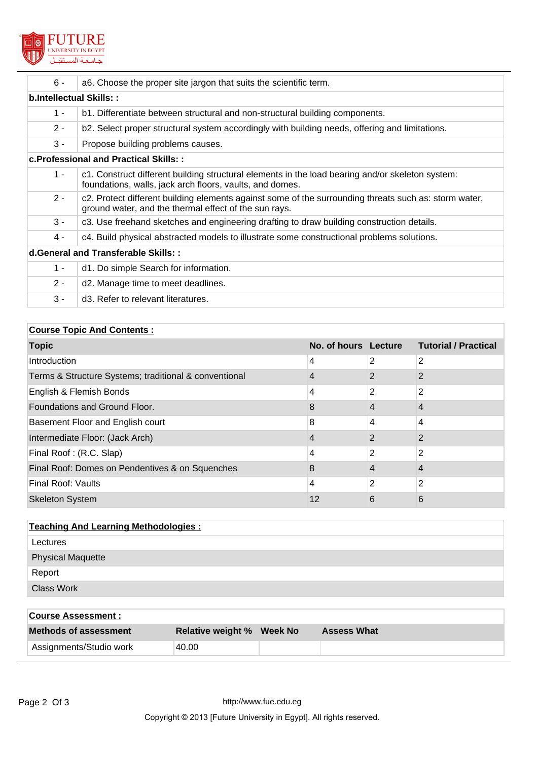| | |
|---|---|
| 6 - | a6. Choose the proper site jargon that suits the scientific term. |
| **b.Intellectual Skills: :** | |
| 1 - | b1. Differentiate between structural and non-structural building components. |
| 2 - | b2. Select proper structural system accordingly with building needs, offering and limitations. |
| 3 - | Propose building problems causes. |
| **c.Professional and Practical Skills: :** | |
| 1 - | c1. Construct different building structural elements in the load bearing and/or skeleton system: foundations, walls, jack arch floors, vaults, and domes. |
| 2 - | c2. Protect different building elements against some of the surrounding threats such as: storm water, ground water, and the thermal effect of the sun rays. |
| 3 - | c3. Use freehand sketches and engineering drafting to draw building construction details. |
| 4 - | c4. Build physical abstracted models to illustrate some constructional problems solutions. |
| **d.General and Transferable Skills: :** | |
| 1 - | d1. Do simple Search for information. |
| 2 - | d2. Manage time to meet deadlines. |
| 3 - | d3. Refer to relevant literatures. |

**Course Topic And Contents :**

| Topic | No. of hours | Lecture | Tutorial / Practical |
|---|---|---|---|
| Introduction | 4 | 2 | 2 |
| Terms & Structure Systems; traditional & conventional | 4 | 2 | 2 |
| English & Flemish Bonds | 4 | 2 | 2 |
| Foundations and Ground Floor. | 8 | 4 | 4 |
| Basement Floor and English court | 8 | 4 | 4 |
| Intermediate Floor: (Jack Arch) | 4 | 2 | 2 |
| Final Roof : (R.C. Slap) | 4 | 2 | 2 |
| Final Roof: Domes on Pendentives & on Squenches | 8 | 4 | 4 |
| Final Roof: Vaults | 4 | 2 | 2 |
| Skeleton System | 12 | 6 | 6 |

**Teaching And Learning Methodologies :**

- Lectures
- Physical Maquette
- Report
- Class Work

**Course Assessment :**

| Methods of assessment | Relative weight % | Week No | Assess What |
|---|---|---|---|
| Assignments/Studio work | 40.00 | | |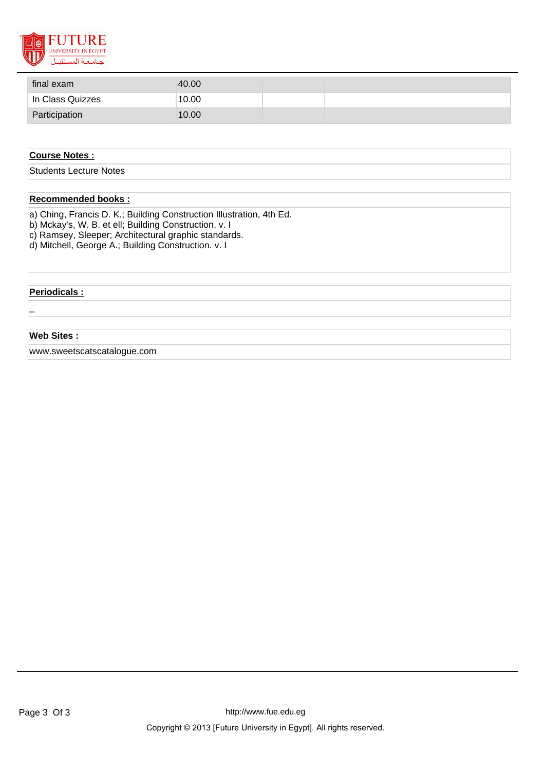| | | | |
|---|---|---|---|
| final exam | 40.00 | | |
| In Class Quizzes | 10.00 | | |
| Participation | 10.00 | | |

**Course Notes :**

Students Lecture Notes

**Recommended books :**

a) Ching, Francis D. K.; Building Construction Illustration, 4th Ed.
b) Mckay's, W. B. et ell; Building Construction, v. I
c) Ramsey, Sleeper; Architectural graphic standards.
d) Mitchell, George A.; Building Construction. v. I

**Periodicals :**

_

**Web Sites :**

www.sweetscatscatalogue.com